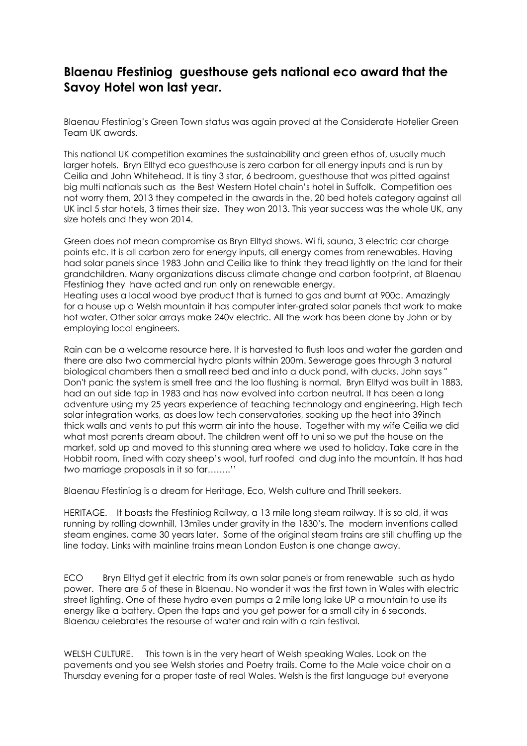# Blaenau Ffestiniog guesthouse gets national eco award that the Savoy Hotel won last year.

Blaenau Ffestiniog's Green Town status was again proved at the Considerate Hotelier Green Team UK awards.

This national UK competition examines the sustainability and green ethos of, usually much larger hotels. Bryn Elltyd eco guesthouse is zero carbon for all energy inputs and is run by Ceilia and John Whitehead. It is tiny 3 star, 6 bedroom, guesthouse that was pitted against big multi nationals such as the Best Western Hotel chain's hotel in Suffolk. Competition oes not worry them, 2013 they competed in the awards in the, 20 bed hotels category against all UK incl 5 star hotels, 3 times their size. They won 2013. This year success was the whole UK, any size hotels and they won 2014.

Green does not mean compromise as Bryn Elltyd shows. Wi fi, sauna, 3 electric car charge points etc. It is all carbon zero for energy inputs, all energy comes from renewables. Having had solar panels since 1983 John and Ceilia like to think they tread lightly on the land for their grandchildren. Many organizations discuss climate change and carbon footprint, at Blaenau Ffestiniog they have acted and run only on renewable energy.
Heating uses a local wood bye product that is turned to gas and burnt at 900c. Amazingly for a house up a Welsh mountain it has computer inter-grated solar panels that work to make hot water. Other solar arrays make 240v electric. All the work has been done by John or by employing local engineers.

Rain can be a welcome resource here. It is harvested to flush loos and water the garden and there are also two commercial hydro plants within 200m. Sewerage goes through 3 natural biological chambers then a small reed bed and into a duck pond, with ducks. John says " Don't panic the system is smell free and the loo flushing is normal. Bryn Elltyd was built in 1883, had an out side tap in 1983 and has now evolved into carbon neutral. It has been a long adventure using my 25 years experience of teaching technology and engineering. High tech solar integration works, as does low tech conservatories, soaking up the heat into 39inch thick walls and vents to put this warm air into the house. Together with my wife Ceilia we did what most parents dream about. The children went off to uni so we put the house on the market, sold up and moved to this stunning area where we used to holiday. Take care in the Hobbit room, lined with cozy sheep's wool, turf roofed and dug into the mountain. It has had two marriage proposals in it so far……..''

Blaenau Ffestiniog is a dream for Heritage, Eco, Welsh culture and Thrill seekers.

HERITAGE. It boasts the Ffestiniog Railway, a 13 mile long steam railway. It is so old, it was running by rolling downhill, 13miles under gravity in the 1830's. The modern inventions called steam engines, came 30 years later. Some of the original steam trains are still chuffing up the line today. Links with mainline trains mean London Euston is one change away.

ECO Bryn Elltyd get it electric from its own solar panels or from renewable such as hydo power. There are 5 of these in Blaenau. No wonder it was the first town in Wales with electric street lighting. One of these hydro even pumps a 2 mile long lake UP a mountain to use its energy like a battery. Open the taps and you get power for a small city in 6 seconds. Blaenau celebrates the resourse of water and rain with a rain festival.

WELSH CULTURE. This town is in the very heart of Welsh speaking Wales. Look on the pavements and you see Welsh stories and Poetry trails. Come to the Male voice choir on a Thursday evening for a proper taste of real Wales. Welsh is the first language but everyone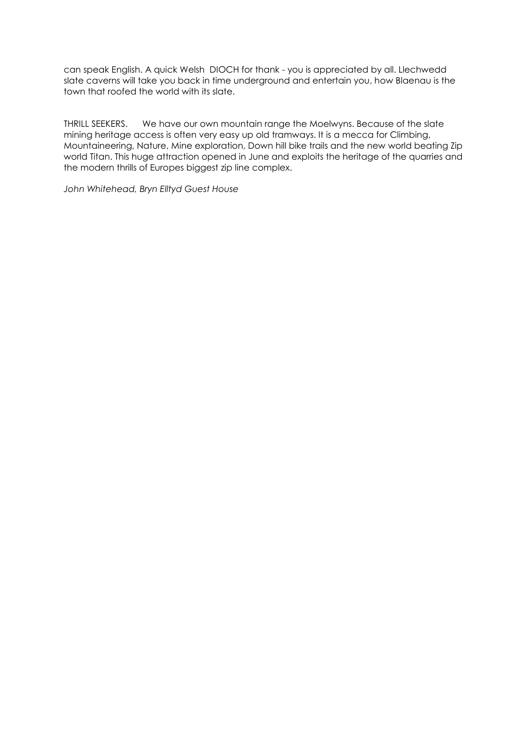can speak English. A quick Welsh DIOCH for thank - you is appreciated by all. Llechwedd slate caverns will take you back in time underground and entertain you, how Blaenau is the town that roofed the world with its slate.

THRILL SEEKERS. We have our own mountain range the Moelwyns. Because of the slate mining heritage access is often very easy up old tramways. It is a mecca for Climbing, Mountaineering, Nature, Mine exploration, Down hill bike trails and the new world beating Zip world Titan. This huge attraction opened in June and exploits the heritage of the quarries and the modern thrills of Europes biggest zip line complex.

*John Whitehead, Bryn Elltyd Guest House*